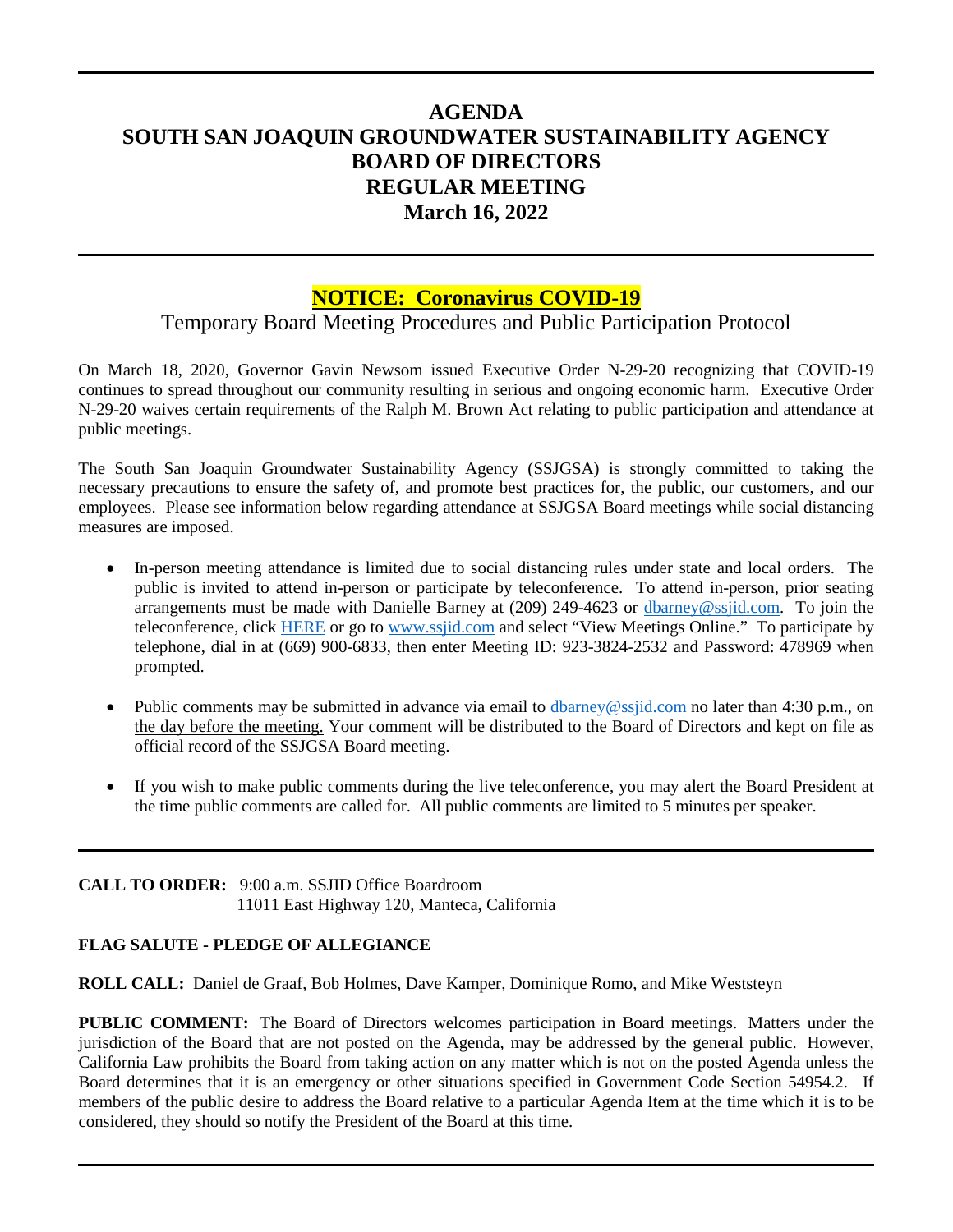# AGENDA
# SOUTH SAN JOAQUIN GROUNDWATER SUSTAINABILITY AGENCY
# BOARD OF DIRECTORS
# REGULAR MEETING
# March 16, 2022

---

## NOTICE: Coronavirus COVID-19

### Temporary Board Meeting Procedures and Public Participation Protocol

On March 18, 2020, Governor Gavin Newsom issued Executive Order N-29-20 recognizing that COVID-19 continues to spread throughout our community resulting in serious and ongoing economic harm. Executive Order N-29-20 waives certain requirements of the Ralph M. Brown Act relating to public participation and attendance at public meetings.

The South San Joaquin Groundwater Sustainability Agency (SSJGSA) is strongly committed to taking the necessary precautions to ensure the safety of, and promote best practices for, the public, our customers, and our employees. Please see information below regarding attendance at SSJGSA Board meetings while social distancing measures are imposed.

- In-person meeting attendance is limited due to social distancing rules under state and local orders. The public is invited to attend in-person or participate by teleconference. To attend in-person, prior seating arrangements must be made with Danielle Barney at (209) 249-4623 or dbarney@ssjid.com. To join the teleconference, click HERE or go to www.ssjid.com and select "View Meetings Online." To participate by telephone, dial in at (669) 900-6833, then enter Meeting ID: 923-3824-2532 and Password: 478969 when prompted.

- Public comments may be submitted in advance via email to dbarney@ssjid.com no later than 4:30 p.m., on the day before the meeting. Your comment will be distributed to the Board of Directors and kept on file as official record of the SSJGSA Board meeting.

- If you wish to make public comments during the live teleconference, you may alert the Board President at the time public comments are called for. All public comments are limited to 5 minutes per speaker.

---

**CALL TO ORDER:** 9:00 a.m. SSJID Office Boardroom
11011 East Highway 120, Manteca, California

**FLAG SALUTE - PLEDGE OF ALLEGIANCE**

**ROLL CALL:** Daniel de Graaf, Bob Holmes, Dave Kamper, Dominique Romo, and Mike Weststeyn

**PUBLIC COMMENT:** The Board of Directors welcomes participation in Board meetings. Matters under the jurisdiction of the Board that are not posted on the Agenda, may be addressed by the general public. However, California Law prohibits the Board from taking action on any matter which is not on the posted Agenda unless the Board determines that it is an emergency or other situations specified in Government Code Section 54954.2. If members of the public desire to address the Board relative to a particular Agenda Item at the time which it is to be considered, they should so notify the President of the Board at this time.

---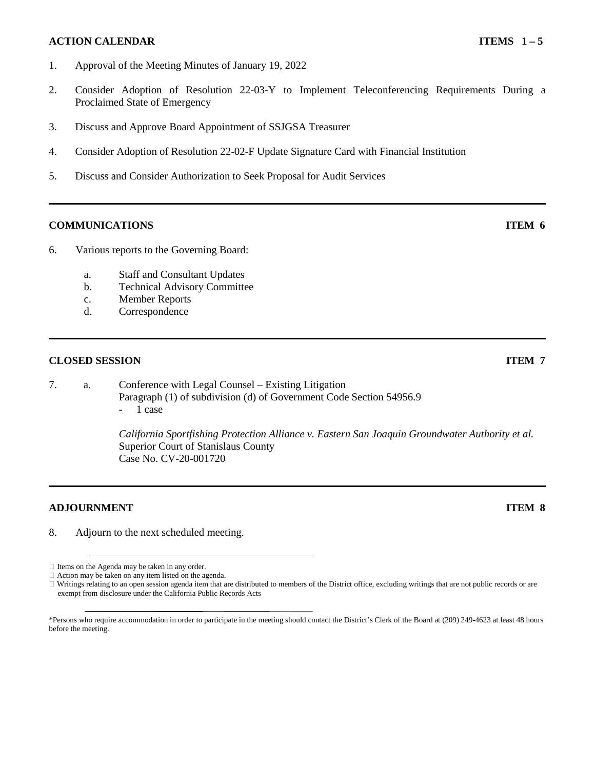**ACTION CALENDAR** **ITEMS 1 – 5**

1. Approval of the Meeting Minutes of January 19, 2022

2. Consider Adoption of Resolution 22-03-Y to Implement Teleconferencing Requirements During a Proclaimed State of Emergency

3. Discuss and Approve Board Appointment of SSJGSA Treasurer

4. Consider Adoption of Resolution 22-02-F Update Signature Card with Financial Institution

5. Discuss and Consider Authorization to Seek Proposal for Audit Services

---

**COMMUNICATIONS** **ITEM 6**

6. Various reports to the Governing Board:

   a. Staff and Consultant Updates
   b. Technical Advisory Committee
   c. Member Reports
   d. Correspondence

---

**CLOSED SESSION** **ITEM 7**

7. a. Conference with Legal Counsel – Existing Litigation
   Paragraph (1) of subdivision (d) of Government Code Section 54956.9
   - 1 case

   *California Sportfishing Protection Alliance v. Eastern San Joaquin Groundwater Authority et al.*
   Superior Court of Stanislaus County
   Case No. CV-20-001720

---

**ADJOURNMENT** **ITEM 8**

8. Adjourn to the next scheduled meeting.

---

- Items on the Agenda may be taken in any order.
- Action may be taken on any item listed on the agenda.
- Writings relating to an open session agenda item that are distributed to members of the District office, excluding writings that are not public records or are exempt from disclosure under the California Public Records Acts

---

*Persons who require accommodation in order to participate in the meeting should contact the District's Clerk of the Board at (209) 249-4623 at least 48 hours before the meeting.